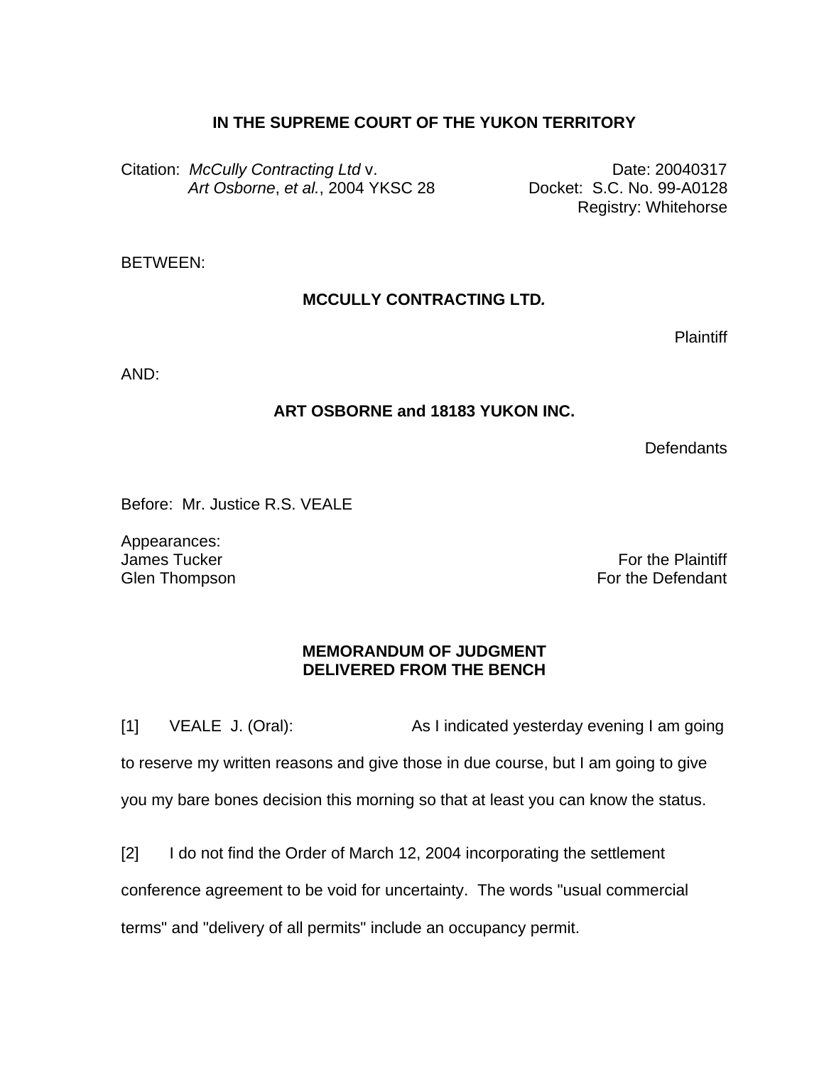**IN THE SUPREME COURT OF THE YUKON TERRITORY**

Citation: *McCully Contracting Ltd* v. *Art Osborne*, *et al.*, 2004 YKSC 28

Date: 20040317
Docket: S.C. No. 99-A0128
Registry: Whitehorse

BETWEEN:

**MCCULLY CONTRACTING LTD.**

Plaintiff

AND:

**ART OSBORNE and 18183 YUKON INC.**

Defendants

Before: Mr. Justice R.S. VEALE

Appearances:
James Tucker — For the Plaintiff
Glen Thompson — For the Defendant

**MEMORANDUM OF JUDGMENT
DELIVERED FROM THE BENCH**

[1] VEALE J. (Oral): As I indicated yesterday evening I am going to reserve my written reasons and give those in due course, but I am going to give you my bare bones decision this morning so that at least you can know the status.

[2] I do not find the Order of March 12, 2004 incorporating the settlement conference agreement to be void for uncertainty. The words "usual commercial terms" and "delivery of all permits" include an occupancy permit.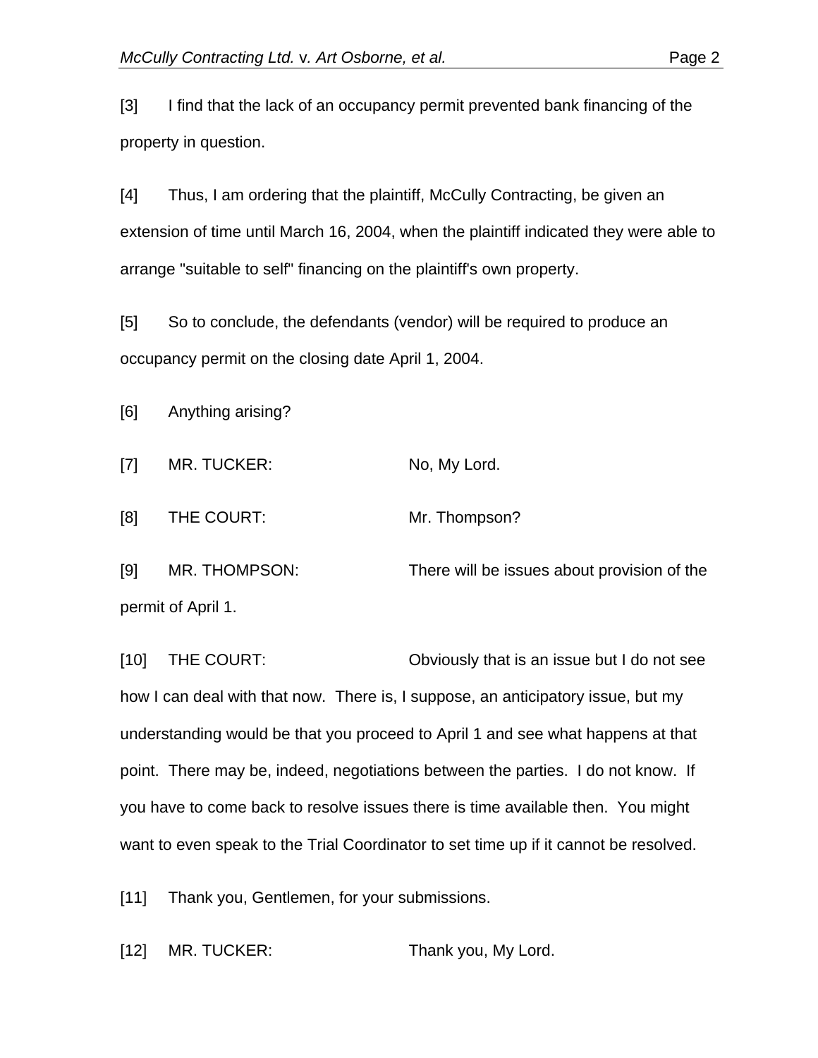[3] I find that the lack of an occupancy permit prevented bank financing of the property in question.

[4] Thus, I am ordering that the plaintiff, McCully Contracting, be given an extension of time until March 16, 2004, when the plaintiff indicated they were able to arrange "suitable to self" financing on the plaintiff's own property.

[5] So to conclude, the defendants (vendor) will be required to produce an occupancy permit on the closing date April 1, 2004.

[6] Anything arising?

[7] MR. TUCKER: No, My Lord.

[8] THE COURT: Mr. Thompson?

[9] MR. THOMPSON: There will be issues about provision of the permit of April 1.

[10] THE COURT: Obviously that is an issue but I do not see how I can deal with that now. There is, I suppose, an anticipatory issue, but my understanding would be that you proceed to April 1 and see what happens at that point. There may be, indeed, negotiations between the parties. I do not know. If you have to come back to resolve issues there is time available then. You might want to even speak to the Trial Coordinator to set time up if it cannot be resolved.

[11] Thank you, Gentlemen, for your submissions.

[12] MR. TUCKER: Thank you, My Lord.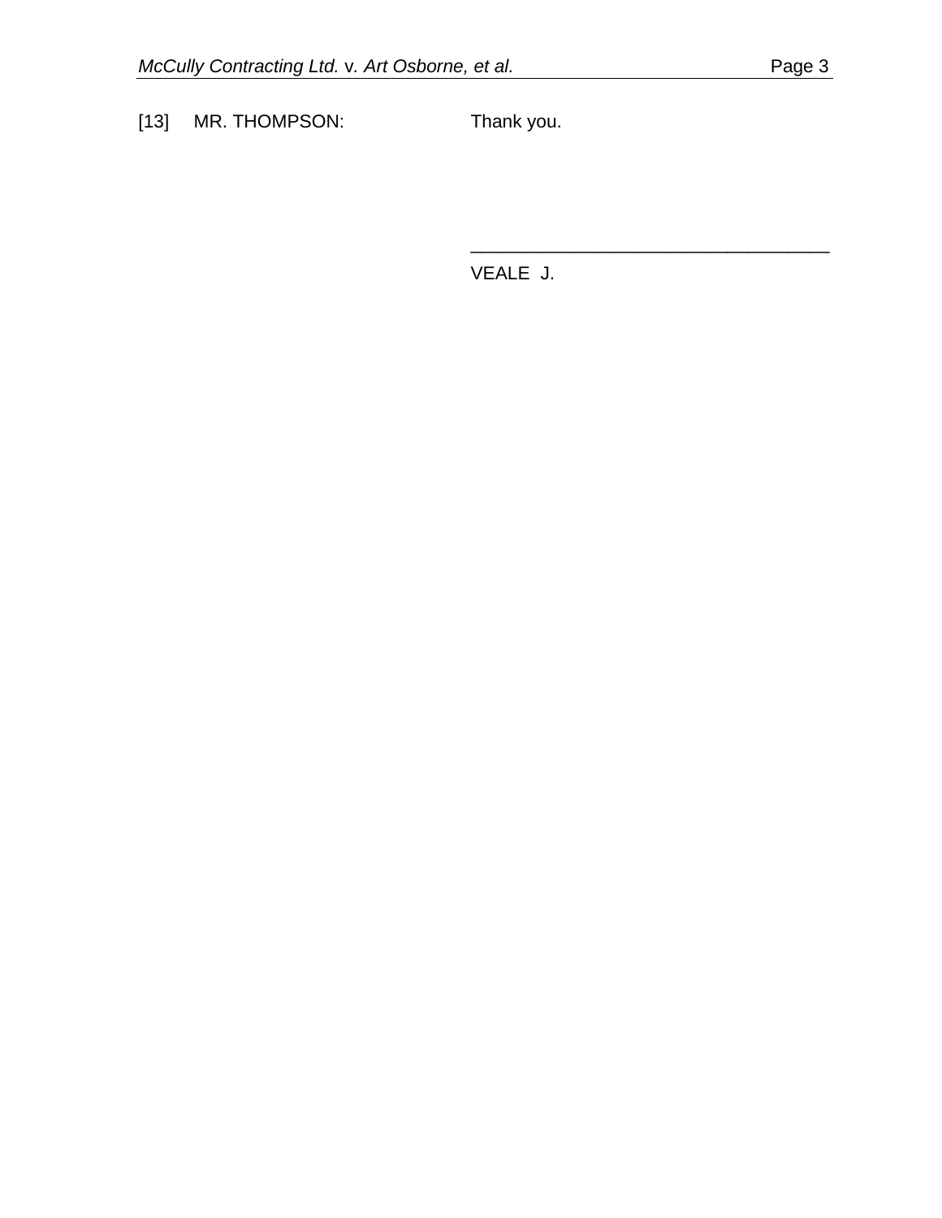[13] MR. THOMPSON: Thank you.

\_\_\_\_\_\_\_\_\_\_\_\_\_\_\_\_\_\_\_\_\_\_\_\_\_\_\_\_\_\_\_\_\_\_\_\_

VEALE J.